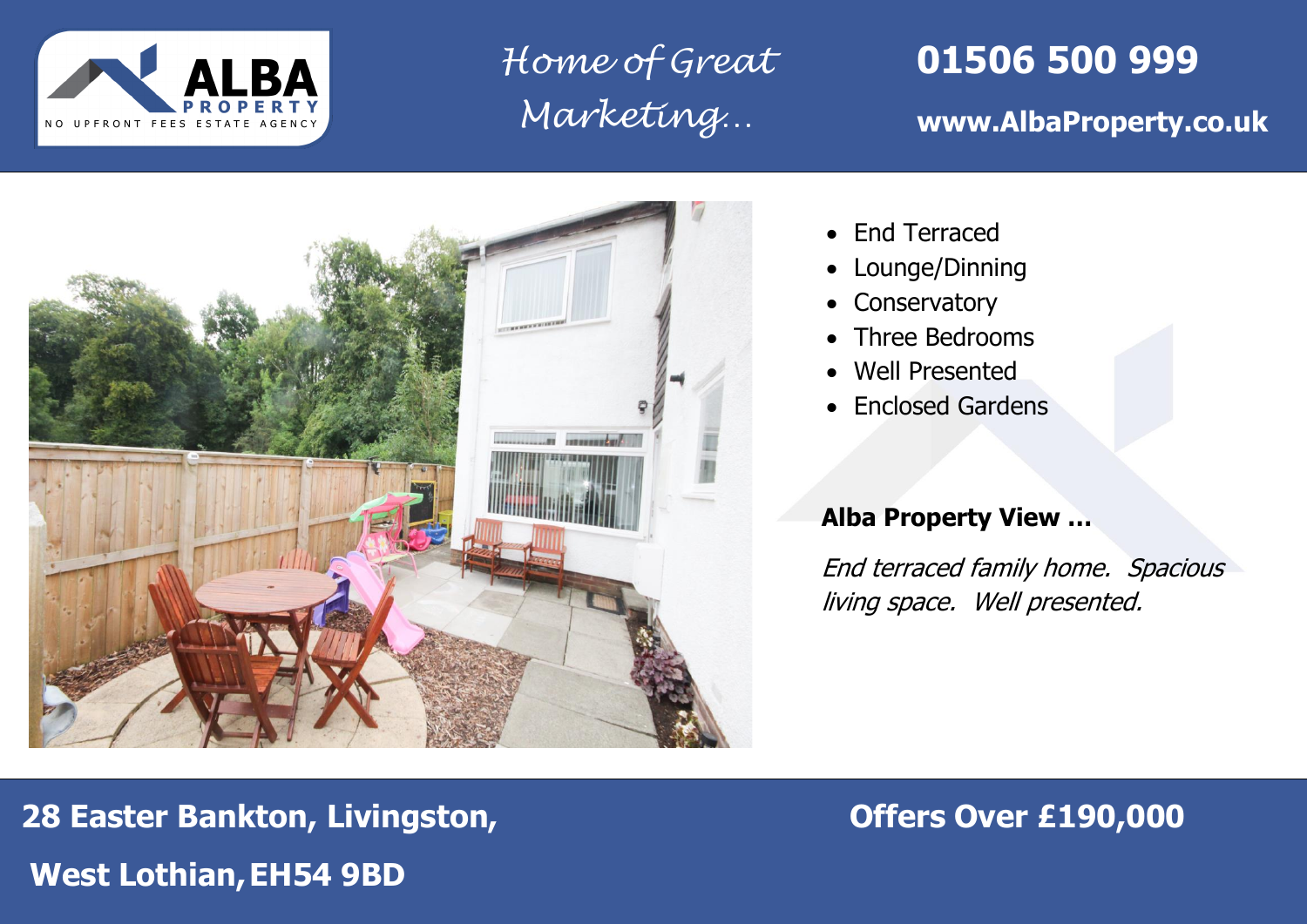ALBA PROPERTY

NO UPFRONT FEES ESTATE AGENCY

*Home of Great Marketing…*

**01506 500 999**

**www.AlbaProperty.co.uk**

- End Terraced
- Lounge/Dinning
- Conservatory
- Three Bedrooms
- Well Presented
- Enclosed Gardens

**Alba Property View …**

*End terraced family home. Spacious living space. Well presented.*

**28 Easter Bankton, Livingston, West Lothian, EH54 9BD**

**Offers Over £190,000**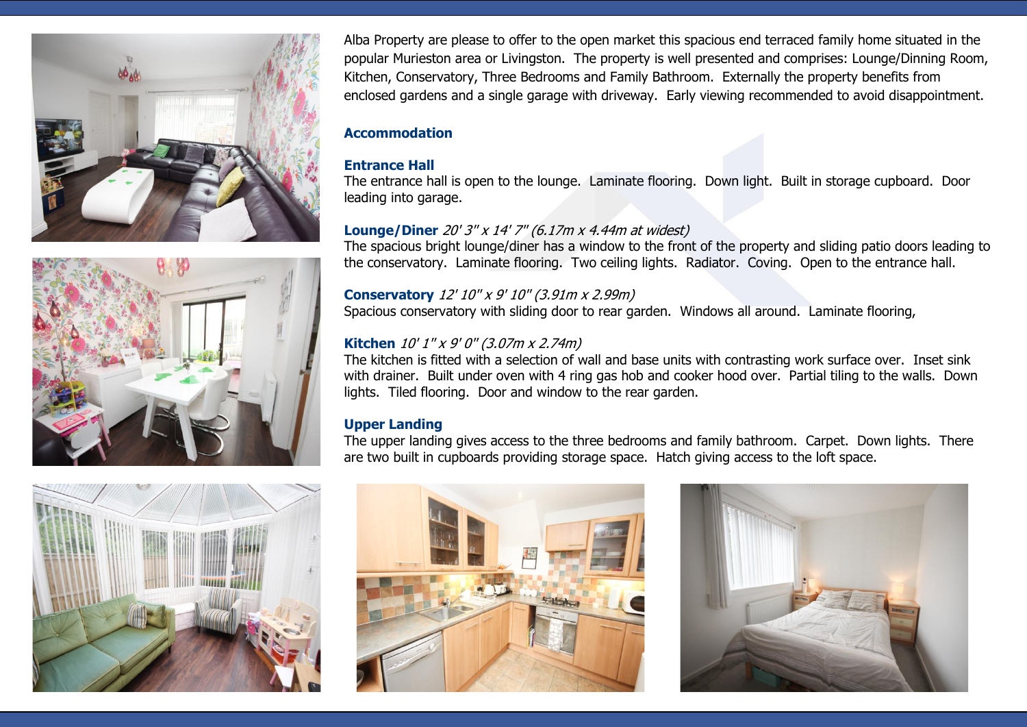Alba Property are please to offer to the open market this spacious end terraced family home situated in the popular Murieston area or Livingston. The property is well presented and comprises: Lounge/Dinning Room, Kitchen, Conservatory, Three Bedrooms and Family Bathroom. Externally the property benefits from enclosed gardens and a single garage with driveway. Early viewing recommended to avoid disappointment.

## Accommodation

### Entrance Hall

The entrance hall is open to the lounge. Laminate flooring. Down light. Built in storage cupboard. Door leading into garage.

### Lounge/Diner *20' 3" x 14' 7" (6.17m x 4.44m at widest)*

The spacious bright lounge/diner has a window to the front of the property and sliding patio doors leading to the conservatory. Laminate flooring. Two ceiling lights. Radiator. Coving. Open to the entrance hall.

### Conservatory *12' 10" x 9' 10" (3.91m x 2.99m)*

Spacious conservatory with sliding door to rear garden. Windows all around. Laminate flooring,

### Kitchen *10' 1" x 9' 0" (3.07m x 2.74m)*

The kitchen is fitted with a selection of wall and base units with contrasting work surface over. Inset sink with drainer. Built under oven with 4 ring gas hob and cooker hood over. Partial tiling to the walls. Down lights. Tiled flooring. Door and window to the rear garden.

### Upper Landing

The upper landing gives access to the three bedrooms and family bathroom. Carpet. Down lights. There are two built in cupboards providing storage space. Hatch giving access to the loft space.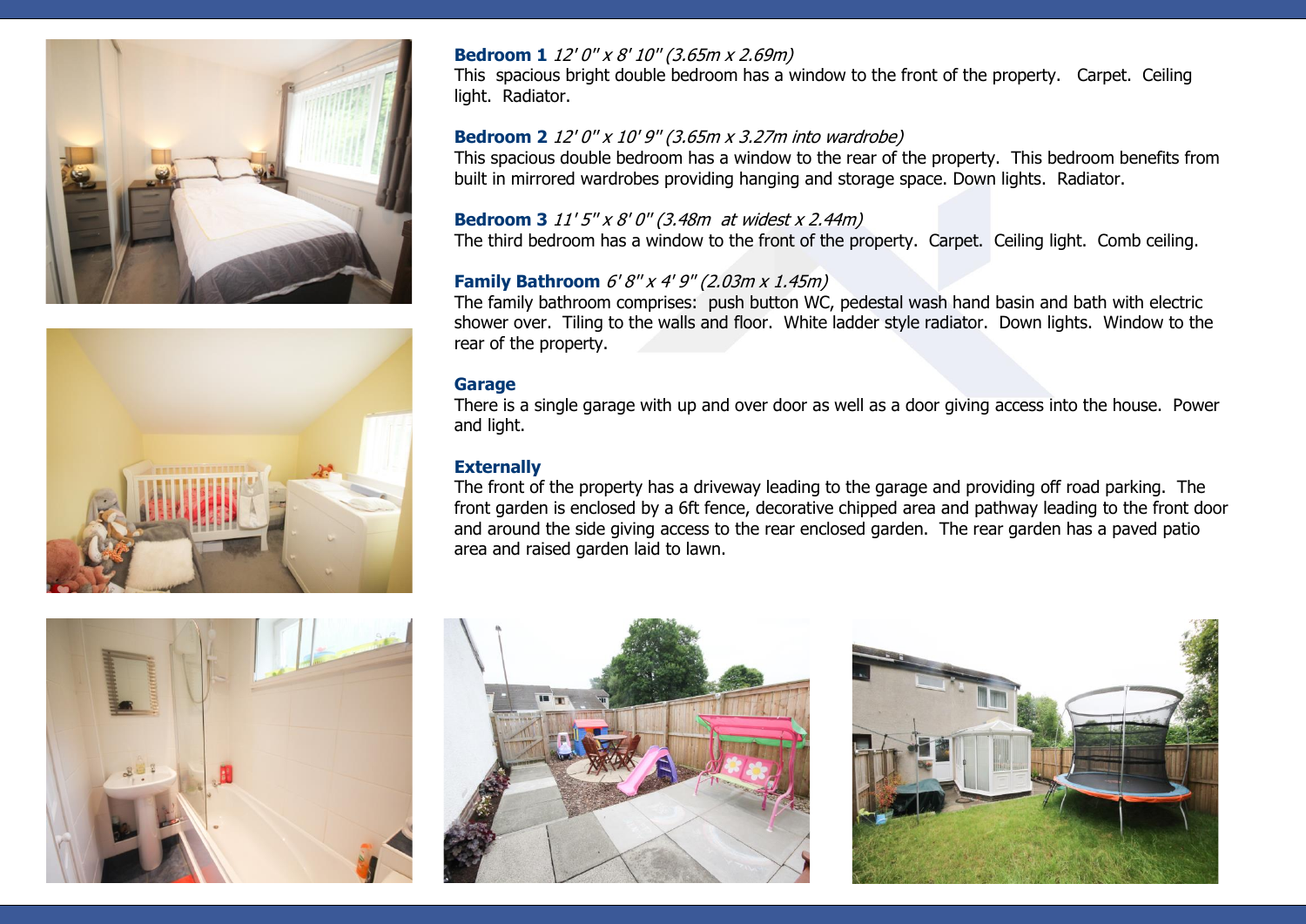**Bedroom 1** *12' 0" x 8' 10" (3.65m x 2.69m)*
This spacious bright double bedroom has a window to the front of the property. Carpet. Ceiling light. Radiator.

**Bedroom 2** *12' 0" x 10' 9" (3.65m x 3.27m into wardrobe)*
This spacious double bedroom has a window to the rear of the property. This bedroom benefits from built in mirrored wardrobes providing hanging and storage space. Down lights. Radiator.

**Bedroom 3** *11' 5" x 8' 0" (3.48m at widest x 2.44m)*
The third bedroom has a window to the front of the property. Carpet. Ceiling light. Comb ceiling.

**Family Bathroom** *6' 8" x 4' 9" (2.03m x 1.45m)*
The family bathroom comprises: push button WC, pedestal wash hand basin and bath with electric shower over. Tiling to the walls and floor. White ladder style radiator. Down lights. Window to the rear of the property.

**Garage**
There is a single garage with up and over door as well as a door giving access into the house. Power and light.

**Externally**
The front of the property has a driveway leading to the garage and providing off road parking. The front garden is enclosed by a 6ft fence, decorative chipped area and pathway leading to the front door and around the side giving access to the rear enclosed garden. The rear garden has a paved patio area and raised garden laid to lawn.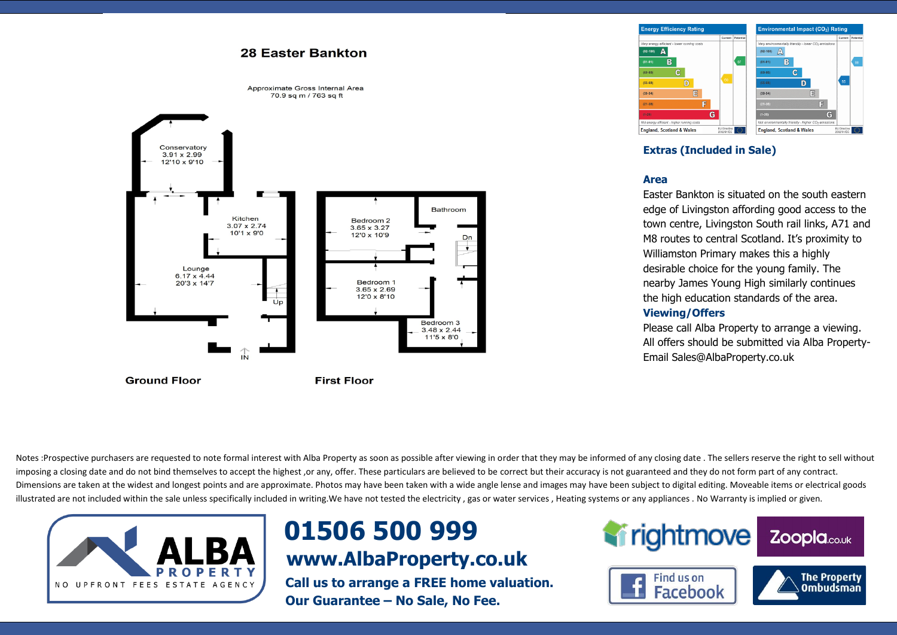# 28 Easter Bankton

Approximate Gross Internal Area
70.9 sq m / 763 sq ft

Conservatory
3.91 x 2.99
12'10 x 9'10

Kitchen
3.07 x 2.74
10'1 x 9'0

Lounge
6.17 x 4.44
20'3 x 14'7

Up

IN

Bedroom 2
3.65 x 3.27
12'0 x 10'9

Bathroom

Dn

Bedroom 1
3.65 x 2.69
12'0 x 8'10

Bedroom 3
3.48 x 2.44
11'5 x 8'0

**Ground Floor** **First Floor**

Energy Efficiency Rating

Environmental Impact ($CO_2$) Rating

## Extras (Included in Sale)

## Area

Easter Bankton is situated on the south eastern edge of Livingston affording good access to the town centre, Livingston South rail links, A71 and M8 routes to central Scotland. It's proximity to Williamston Primary makes this a highly desirable choice for the young family. The nearby James Young High similarly continues the high education standards of the area.

## Viewing/Offers

Please call Alba Property to arrange a viewing. All offers should be submitted via Alba Property- Email Sales@AlbaProperty.co.uk

Notes :Prospective purchasers are requested to note formal interest with Alba Property as soon as possible after viewing in order that they may be informed of any closing date . The sellers reserve the right to sell without imposing a closing date and do not bind themselves to accept the highest ,or any, offer. These particulars are believed to be correct but their accuracy is not guaranteed and they do not form part of any contract. Dimensions are taken at the widest and longest points and are approximate. Photos may have been taken with a wide angle lense and images may have been subject to digital editing. Moveable items or electrical goods illustrated are not included within the sale unless specifically included in writing.We have not tested the electricity , gas or water services , Heating systems or any appliances . No Warranty is implied or given.

ALBA PROPERTY
NO UPFRONT FEES ESTATE AGENCY

**01506 500 999**
**www.AlbaProperty.co.uk**
**Call us to arrange a FREE home valuation.**
**Our Guarantee – No Sale, No Fee.**

rightmove Zoopla.co.uk Find us on Facebook The Property Ombudsman